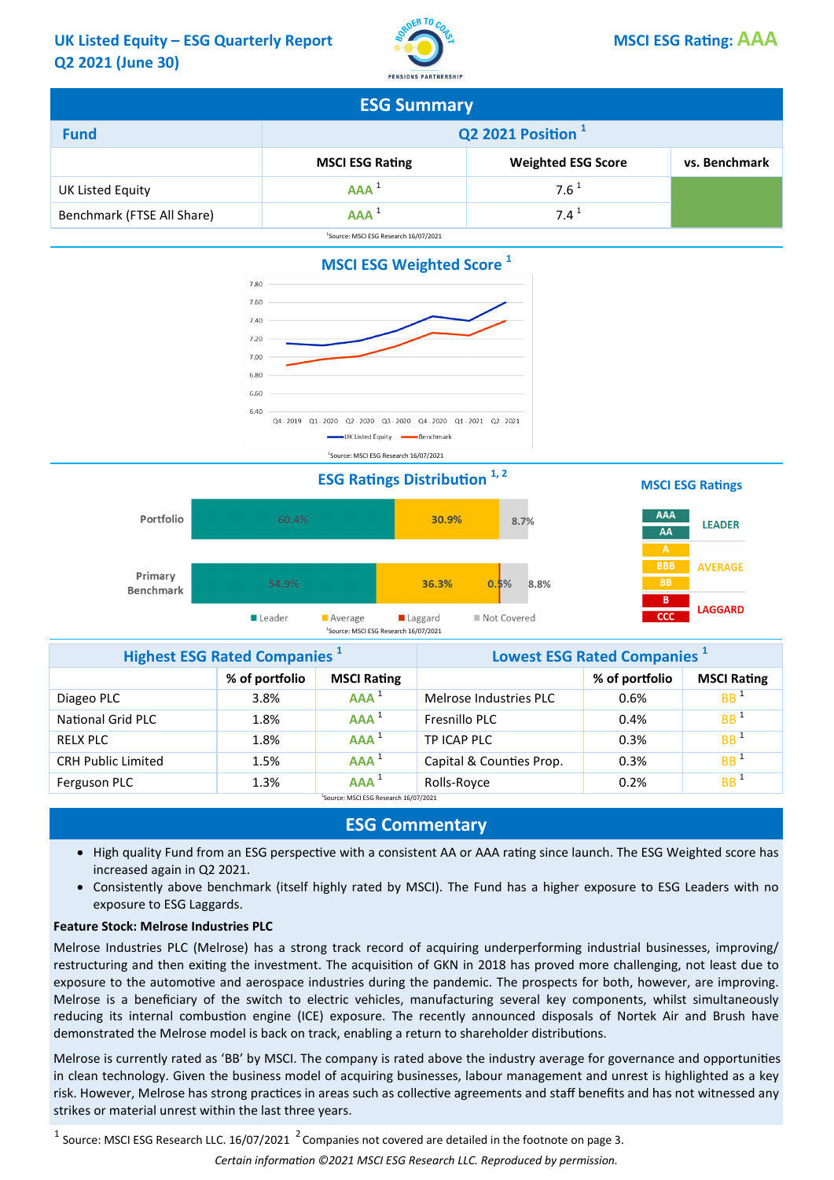# UK Listed Equity – ESG Quarterly Report Q2 2021 (June 30)

BORDER TO COAST PENSIONS PARTNERSHIP

**MSCI ESG Rating: AAA**

## ESG Summary

| Fund | Q2 2021 Position [1] | | |
|---|---|---|---|
| | MSCI ESG Rating | Weighted ESG Score | vs. Benchmark |
| UK Listed Equity | AAA [1] | 7.6 [1] | |
| Benchmark (FTSE All Share) | AAA [1] | 7.4 [1] | |

[1]Source: MSCI ESG Research 16/07/2021

## MSCI ESG Weighted Score [1]

| | Q4 - 2019 | Q1 - 2020 | Q2 - 2020 | Q3 - 2020 | Q4 - 2020 | Q1 - 2021 | Q2 - 2021 |
|---|---|---|---|---|---|---|---|
| UK Listed Equity | 7.15 | 7.13 | 7.19 | 7.30 | 7.45 | 7.40 | 7.60 |
| Benchmark | 6.91 | 6.98 | 7.01 | 7.12 | 7.27 | 7.24 | 7.40 |

[1]Source: MSCI ESG Research 16/07/2021

## ESG Ratings Distribution [1, 2]

| | Leader | Average | Laggard | Not Covered |
|---|---|---|---|---|
| Portfolio | 60.4% | 30.9% | | 8.7% |
| Primary Benchmark | 54.9% | 36.3% | 0.5% | 8.8% |

[1]Source: MSCI ESG Research 16/07/2021

### MSCI ESG Ratings

- AAA, AA: LEADER
- A, BBB, BB: AVERAGE
- B, CCC: LAGGARD

| Highest ESG Rated Companies [1] | % of portfolio | MSCI Rating | Lowest ESG Rated Companies [1] | % of portfolio | MSCI Rating |
|---|---|---|---|---|---|
| Diageo PLC | 3.8% | AAA [1] | Melrose Industries PLC | 0.6% | BB [1] |
| National Grid PLC | 1.8% | AAA [1] | Fresnillo PLC | 0.4% | BB [1] |
| RELX PLC | 1.8% | AAA [1] | TP ICAP PLC | 0.3% | BB [1] |
| CRH Public Limited | 1.5% | AAA [1] | Capital & Counties Prop. | 0.3% | BB [1] |
| Ferguson PLC | 1.3% | AAA [1] | Rolls-Royce | 0.2% | BB [1] |

[1]Source: MSCI ESG Research 16/07/2021

## ESG Commentary

- High quality Fund from an ESG perspective with a consistent AA or AAA rating since launch. The ESG Weighted score has increased again in Q2 2021.
- Consistently above benchmark (itself highly rated by MSCI). The Fund has a higher exposure to ESG Leaders with no exposure to ESG Laggards.

**Feature Stock: Melrose Industries PLC**

Melrose Industries PLC (Melrose) has a strong track record of acquiring underperforming industrial businesses, improving/ restructuring and then exiting the investment. The acquisition of GKN in 2018 has proved more challenging, not least due to exposure to the automotive and aerospace industries during the pandemic. The prospects for both, however, are improving. Melrose is a beneficiary of the switch to electric vehicles, manufacturing several key components, whilst simultaneously reducing its internal combustion engine (ICE) exposure. The recently announced disposals of Nortek Air and Brush have demonstrated the Melrose model is back on track, enabling a return to shareholder distributions.

Melrose is currently rated as 'BB' by MSCI. The company is rated above the industry average for governance and opportunities in clean technology. Given the business model of acquiring businesses, labour management and unrest is highlighted as a key risk. However, Melrose has strong practices in areas such as collective agreements and staff benefits and has not witnessed any strikes or material unrest within the last three years.

[1] Source: MSCI ESG Research LLC. 16/07/2021 [2] Companies not covered are detailed in the footnote on page 3.

*Certain information ©2021 MSCI ESG Research LLC. Reproduced by permission.*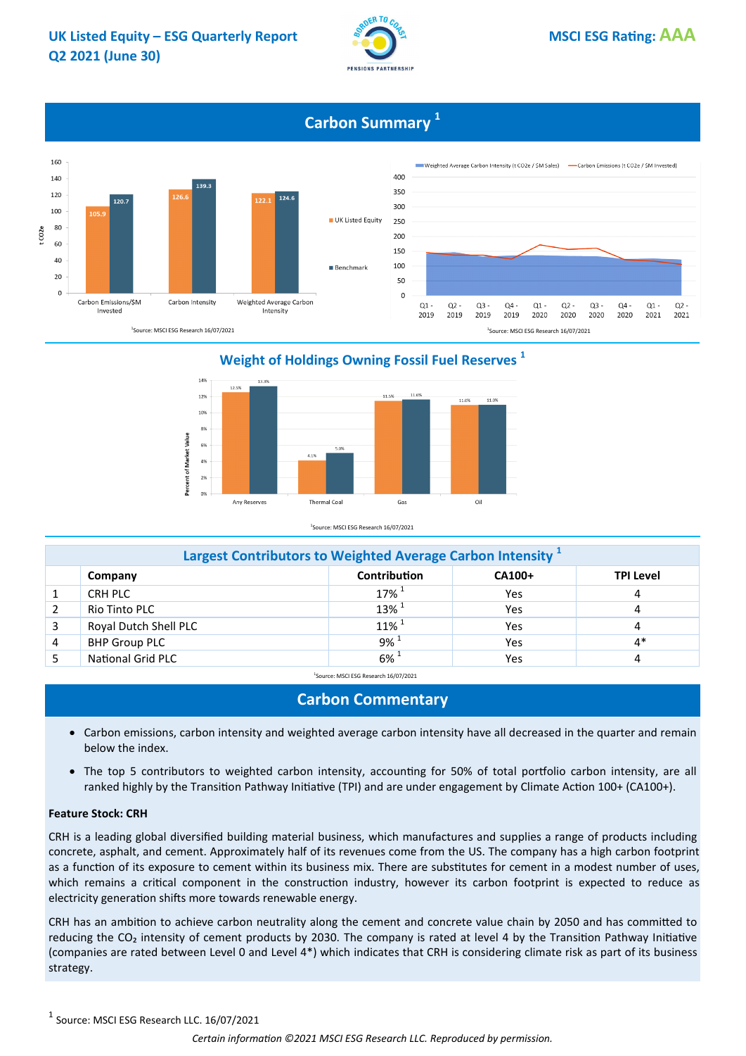UK Listed Equity – ESG Quarterly Report
Q2 2021 (June 30)

MSCI ESG Rating: AAA

## Carbon Summary [1]

| | UK Listed Equity | Benchmark |
|---|---|---|
| Carbon Emissions/$M Invested | 105.9 | 120.7 |
| Carbon Intensity | 126.6 | 139.3 |
| Weighted Average Carbon Intensity | 122.1 | 124.6 |

[1]Source: MSCI ESG Research 16/07/2021

Weighted Average Carbon Intensity (t CO2e / $M Sales) — Carbon Emissions (t CO2e / $M Invested)

Q1 - 2019, Q2 - 2019, Q3 - 2019, Q4 - 2019, Q1 - 2020, Q2 - 2020, Q3 - 2020, Q4 - 2020, Q1 - 2021, Q2 - 2021

[1]Source: MSCI ESG Research 16/07/2021

## Weight of Holdings Owning Fossil Fuel Reserves [1]

| | UK Listed Equity | Benchmark |
|---|---|---|
| Any Reserves | 12.5% | 13.3% |
| Thermal Coal | 4.1% | 5.0% |
| Gas | 11.5% | 11.6% |
| Oil | 11.0% | 11.0% |

[1]Source: MSCI ESG Research 16/07/2021

## Largest Contributors to Weighted Average Carbon Intensity [1]

| | Company | Contribution | CA100+ | TPI Level |
|---|---|---|---|---|
| 1 | CRH PLC | 17% [1] | Yes | 4 |
| 2 | Rio Tinto PLC | 13% [1] | Yes | 4 |
| 3 | Royal Dutch Shell PLC | 11% [1] | Yes | 4 |
| 4 | BHP Group PLC | 9% [1] | Yes | 4* |
| 5 | National Grid PLC | 6% [1] | Yes | 4 |

[1]Source: MSCI ESG Research 16/07/2021

## Carbon Commentary

- Carbon emissions, carbon intensity and weighted average carbon intensity have all decreased in the quarter and remain below the index.
- The top 5 contributors to weighted carbon intensity, accounting for 50% of total portfolio carbon intensity, are all ranked highly by the Transition Pathway Initiative (TPI) and are under engagement by Climate Action 100+ (CA100+).

**Feature Stock: CRH**

CRH is a leading global diversified building material business, which manufactures and supplies a range of products including concrete, asphalt, and cement. Approximately half of its revenues come from the US. The company has a high carbon footprint as a function of its exposure to cement within its business mix. There are substitutes for cement in a modest number of uses, which remains a critical component in the construction industry, however its carbon footprint is expected to reduce as electricity generation shifts more towards renewable energy.

CRH has an ambition to achieve carbon neutrality along the cement and concrete value chain by 2050 and has committed to reducing the $CO_2$ intensity of cement products by 2030. The company is rated at level 4 by the Transition Pathway Initiative (companies are rated between Level 0 and Level 4*) which indicates that CRH is considering climate risk as part of its business strategy.

[1] Source: MSCI ESG Research LLC. 16/07/2021

*Certain information ©2021 MSCI ESG Research LLC. Reproduced by permission.*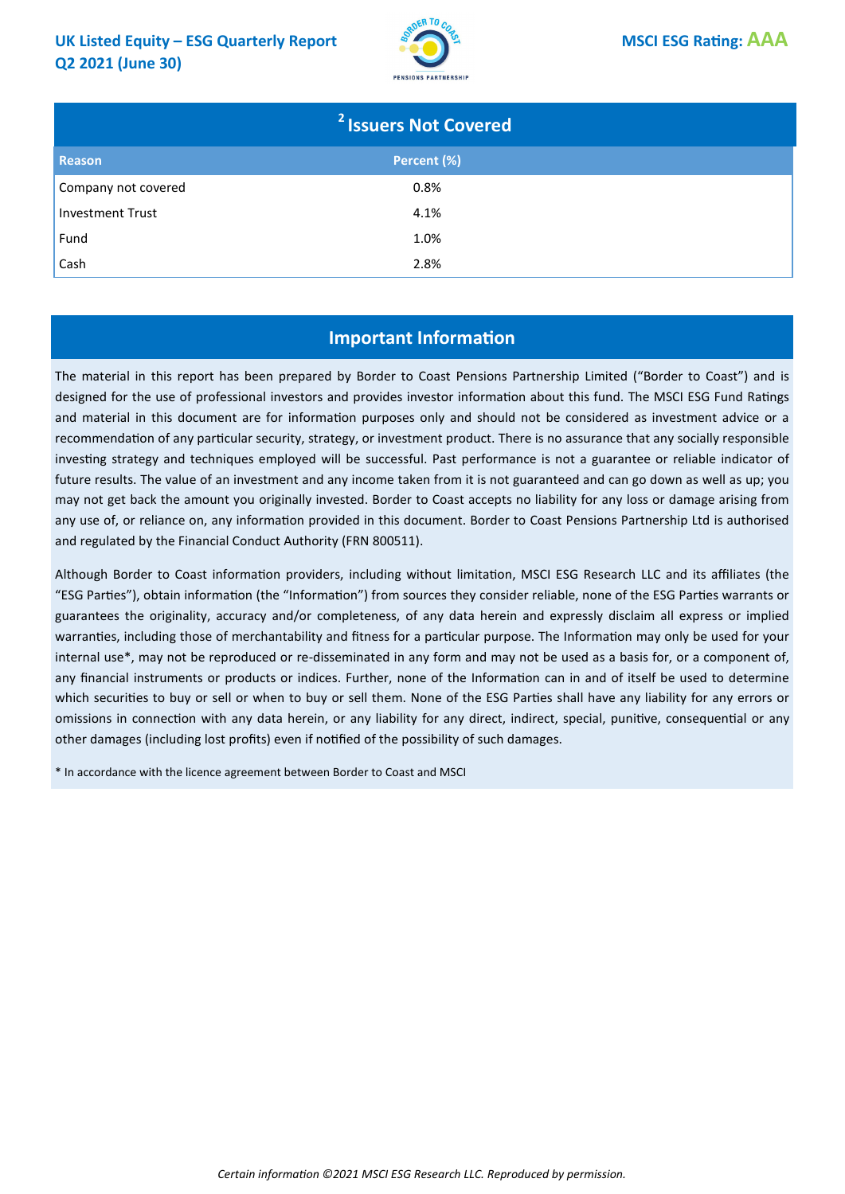## [2] Issuers Not Covered

| Reason | Percent (%) |
|---|---|
| Company not covered | 0.8% |
| Investment Trust | 4.1% |
| Fund | 1.0% |
| Cash | 2.8% |

## Important Information

The material in this report has been prepared by Border to Coast Pensions Partnership Limited ("Border to Coast") and is designed for the use of professional investors and provides investor information about this fund. The MSCI ESG Fund Ratings and material in this document are for information purposes only and should not be considered as investment advice or a recommendation of any particular security, strategy, or investment product. There is no assurance that any socially responsible investing strategy and techniques employed will be successful. Past performance is not a guarantee or reliable indicator of future results. The value of an investment and any income taken from it is not guaranteed and can go down as well as up; you may not get back the amount you originally invested. Border to Coast accepts no liability for any loss or damage arising from any use of, or reliance on, any information provided in this document. Border to Coast Pensions Partnership Ltd is authorised and regulated by the Financial Conduct Authority (FRN 800511).

Although Border to Coast information providers, including without limitation, MSCI ESG Research LLC and its affiliates (the "ESG Parties"), obtain information (the "Information") from sources they consider reliable, none of the ESG Parties warrants or guarantees the originality, accuracy and/or completeness, of any data herein and expressly disclaim all express or implied warranties, including those of merchantability and fitness for a particular purpose. The Information may only be used for your internal use*, may not be reproduced or re-disseminated in any form and may not be used as a basis for, or a component of, any financial instruments or products or indices. Further, none of the Information can in and of itself be used to determine which securities to buy or sell or when to buy or sell them. None of the ESG Parties shall have any liability for any errors or omissions in connection with any data herein, or any liability for any direct, indirect, special, punitive, consequential or any other damages (including lost profits) even if notified of the possibility of such damages.

* In accordance with the licence agreement between Border to Coast and MSCI

*Certain information ©2021 MSCI ESG Research LLC. Reproduced by permission.*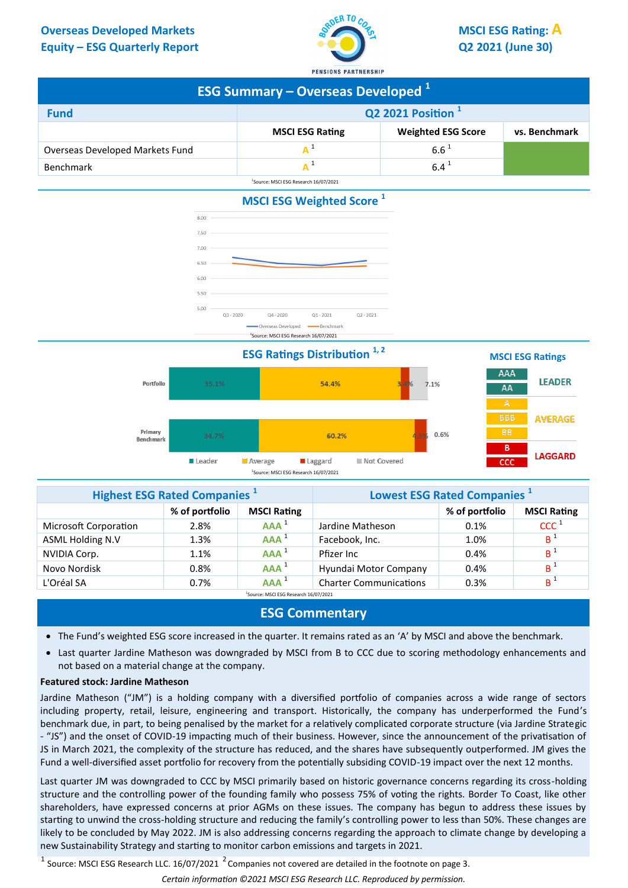**Overseas Developed Markets Equity – ESG Quarterly Report**

**MSCI ESG Rating: A**
**Q2 2021 (June 30)**

## ESG Summary – Overseas Developed [1]

| Fund | Q2 2021 Position [1] | | |
|---|---|---|---|
| | MSCI ESG Rating | Weighted ESG Score | vs. Benchmark |
| Overseas Developed Markets Fund | A [1] | 6.6 [1] | |
| Benchmark | A [1] | 6.4 [1] | |

[1]Source: MSCI ESG Research 16/07/2021

## MSCI ESG Weighted Score [1]

| | Q3 - 2020 | Q4 - 2020 | Q1 - 2021 | Q2 - 2021 |
|---|---|---|---|---|
| Overseas Developed | ~6.7 | ~6.5 | ~6.45 | ~6.6 |
| Benchmark | ~6.5 | ~6.4 | ~6.4 | ~6.4 |

[1]Source: MSCI ESG Research 16/07/2021

## ESG Ratings Distribution [1, 2]

| | Leader | Average | Laggard | Not Covered |
|---|---|---|---|---|
| Portfolio | 35.1% | 54.4% | 3.4% | 7.1% |
| Primary Benchmark | 34.7% | 60.2% | 4.5% | 0.6% |

[1]Source: MSCI ESG Research 16/07/2021

**MSCI ESG Ratings**

- LEADER: AAA, AA
- AVERAGE: A, BBB, BB
- LAGGARD: B, CCC

| Highest ESG Rated Companies [1] | % of portfolio | MSCI Rating | Lowest ESG Rated Companies [1] | % of portfolio | MSCI Rating |
|---|---|---|---|---|---|
| Microsoft Corporation | 2.8% | AAA [1] | Jardine Matheson | 0.1% | CCC [1] |
| ASML Holding N.V | 1.3% | AAA [1] | Facebook, Inc. | 1.0% | B [1] |
| NVIDIA Corp. | 1.1% | AAA [1] | Pfizer Inc | 0.4% | B [1] |
| Novo Nordisk | 0.8% | AAA [1] | Hyundai Motor Company | 0.4% | B [1] |
| L'Oréal SA | 0.7% | AAA [1] | Charter Communications | 0.3% | B [1] |

[1]Source: MSCI ESG Research 16/07/2021

## ESG Commentary

- The Fund's weighted ESG score increased in the quarter. It remains rated as an 'A' by MSCI and above the benchmark.
- Last quarter Jardine Matheson was downgraded by MSCI from B to CCC due to scoring methodology enhancements and not based on a material change at the company.

**Featured stock: Jardine Matheson**

Jardine Matheson ("JM") is a holding company with a diversified portfolio of companies across a wide range of sectors including property, retail, leisure, engineering and transport. Historically, the company has underperformed the Fund's benchmark due, in part, to being penalised by the market for a relatively complicated corporate structure (via Jardine Strategic - "JS") and the onset of COVID-19 impacting much of their business. However, since the announcement of the privatisation of JS in March 2021, the complexity of the structure has reduced, and the shares have subsequently outperformed. JM gives the Fund a well-diversified asset portfolio for recovery from the potentially subsiding COVID-19 impact over the next 12 months.

Last quarter JM was downgraded to CCC by MSCI primarily based on historic governance concerns regarding its cross-holding structure and the controlling power of the founding family who possess 75% of voting the rights. Border To Coast, like other shareholders, have expressed concerns at prior AGMs on these issues. The company has begun to address these issues by starting to unwind the cross-holding structure and reducing the family's controlling power to less than 50%. These changes are likely to be concluded by May 2022. JM is also addressing concerns regarding the approach to climate change by developing a new Sustainability Strategy and starting to monitor carbon emissions and targets in 2021.

[1] Source: MSCI ESG Research LLC. 16/07/2021 [2] Companies not covered are detailed in the footnote on page 3.

*Certain information ©2021 MSCI ESG Research LLC. Reproduced by permission.*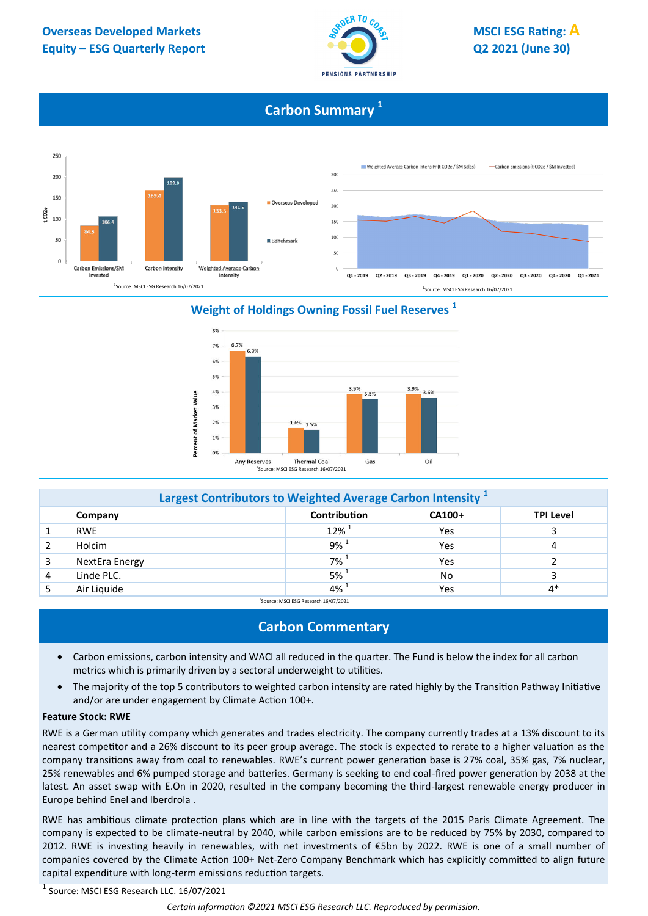Overseas Developed Markets Equity – ESG Quarterly Report

MSCI ESG Rating: A

Q2 2021 (June 30)

## Carbon Summary [1]

| | Carbon Emissions/$M Invested | Carbon Intensity | Weighted Average Carbon Intensity |
|---|---|---|---|
| Overseas Developed | 84.9 | 169.4 | 133.5 |
| Benchmark | 106.4 | 199.0 | 141.5 |

[1]Source: MSCI ESG Research 16/07/2021

[1]Source: MSCI ESG Research 16/07/2021

## Weight of Holdings Owning Fossil Fuel Reserves [1]

| Percent of Market Value | Any Reserves | Thermal Coal | Gas | Oil |
|---|---|---|---|---|
| Overseas Developed | 6.7% | 1.6% | 3.9% | 3.9% |
| Benchmark | 6.3% | 1.5% | 3.5% | 3.6% |

[1]Source: MSCI ESG Research 16/07/2021

## Largest Contributors to Weighted Average Carbon Intensity [1]

| | Company | Contribution | CA100+ | TPI Level |
|---|---|---|---|---|
| 1 | RWE | 12% [1] | Yes | 3 |
| 2 | Holcim | 9% [1] | Yes | 4 |
| 3 | NextEra Energy | 7% [1] | Yes | 2 |
| 4 | Linde PLC. | 5% [1] | No | 3 |
| 5 | Air Liquide | 4% [1] | Yes | 4* |

[1]Source: MSCI ESG Research 16/07/2021

## Carbon Commentary

- Carbon emissions, carbon intensity and WACI all reduced in the quarter. The Fund is below the index for all carbon metrics which is primarily driven by a sectoral underweight to utilities.
- The majority of the top 5 contributors to weighted carbon intensity are rated highly by the Transition Pathway Initiative and/or are under engagement by Climate Action 100+.

**Feature Stock: RWE**

RWE is a German utility company which generates and trades electricity. The company currently trades at a 13% discount to its nearest competitor and a 26% discount to its peer group average. The stock is expected to rerate to a higher valuation as the company transitions away from coal to renewables. RWE's current power generation base is 27% coal, 35% gas, 7% nuclear, 25% renewables and 6% pumped storage and batteries. Germany is seeking to end coal-fired power generation by 2038 at the latest. An asset swap with E.On in 2020, resulted in the company becoming the third-largest renewable energy producer in Europe behind Enel and Iberdrola .

RWE has ambitious climate protection plans which are in line with the targets of the 2015 Paris Climate Agreement. The company is expected to be climate-neutral by 2040, while carbon emissions are to be reduced by 75% by 2030, compared to 2012. RWE is investing heavily in renewables, with net investments of €5bn by 2022. RWE is one of a small number of companies covered by the Climate Action 100+ Net-Zero Company Benchmark which has explicitly committed to align future capital expenditure with long-term emissions reduction targets.

[1] Source: MSCI ESG Research LLC. 16/07/2021

*Certain information ©2021 MSCI ESG Research LLC. Reproduced by permission.*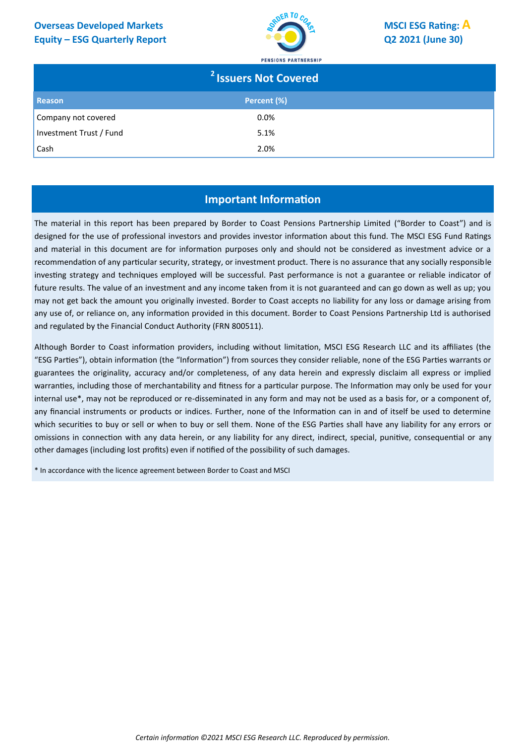## [2] Issuers Not Covered

| Reason | Percent (%) |
|---|---|
| Company not covered | 0.0% |
| Investment Trust / Fund | 5.1% |
| Cash | 2.0% |

## Important Information

The material in this report has been prepared by Border to Coast Pensions Partnership Limited ("Border to Coast") and is designed for the use of professional investors and provides investor information about this fund. The MSCI ESG Fund Ratings and material in this document are for information purposes only and should not be considered as investment advice or a recommendation of any particular security, strategy, or investment product. There is no assurance that any socially responsible investing strategy and techniques employed will be successful. Past performance is not a guarantee or reliable indicator of future results. The value of an investment and any income taken from it is not guaranteed and can go down as well as up; you may not get back the amount you originally invested. Border to Coast accepts no liability for any loss or damage arising from any use of, or reliance on, any information provided in this document. Border to Coast Pensions Partnership Ltd is authorised and regulated by the Financial Conduct Authority (FRN 800511).

Although Border to Coast information providers, including without limitation, MSCI ESG Research LLC and its affiliates (the "ESG Parties"), obtain information (the "Information") from sources they consider reliable, none of the ESG Parties warrants or guarantees the originality, accuracy and/or completeness, of any data herein and expressly disclaim all express or implied warranties, including those of merchantability and fitness for a particular purpose. The Information may only be used for your internal use*, may not be reproduced or re-disseminated in any form and may not be used as a basis for, or a component of, any financial instruments or products or indices. Further, none of the Information can in and of itself be used to determine which securities to buy or sell or when to buy or sell them. None of the ESG Parties shall have any liability for any errors or omissions in connection with any data herein, or any liability for any direct, indirect, special, punitive, consequential or any other damages (including lost profits) even if notified of the possibility of such damages.

* In accordance with the licence agreement between Border to Coast and MSCI

*Certain information ©2021 MSCI ESG Research LLC. Reproduced by permission.*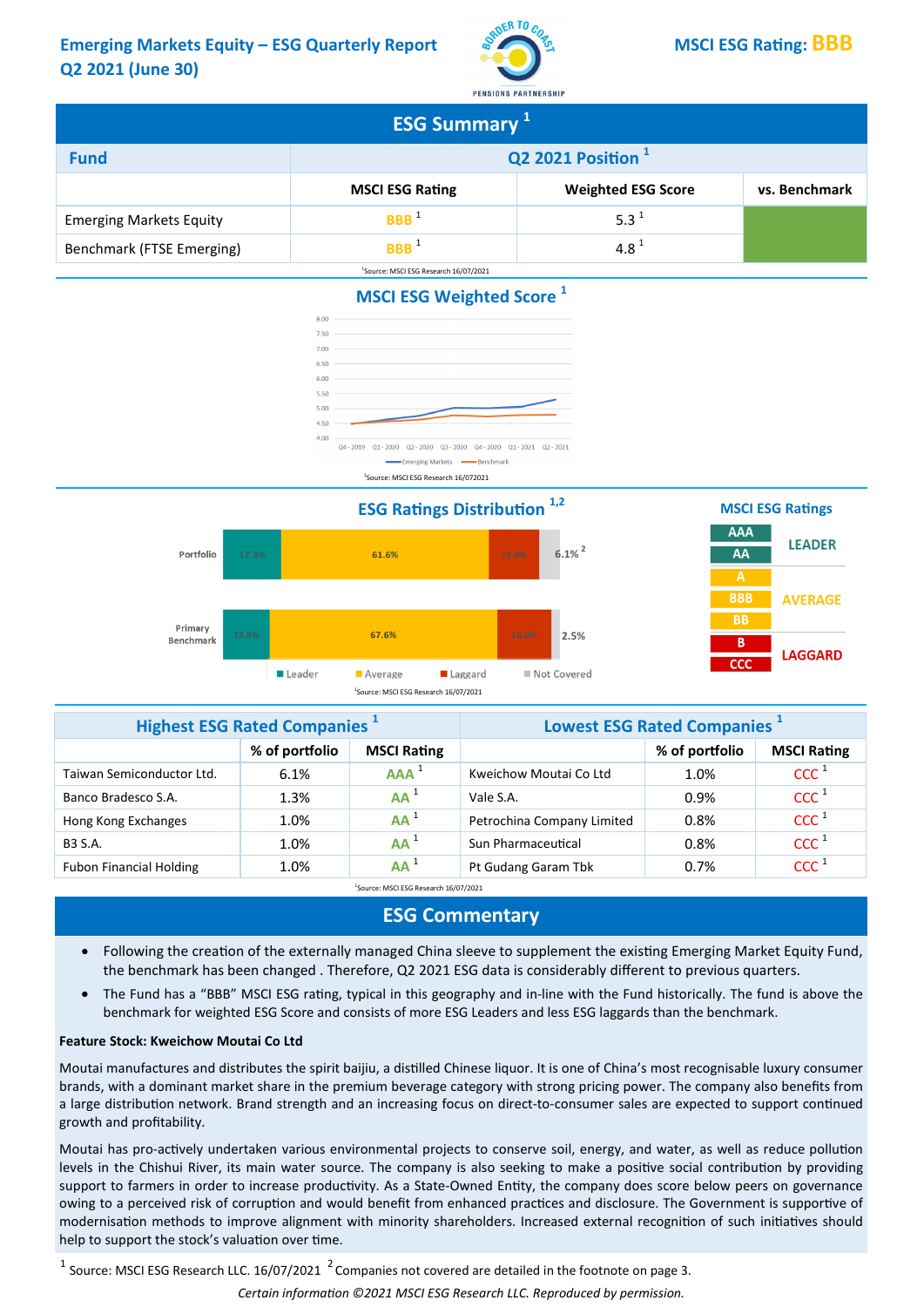# Emerging Markets Equity – ESG Quarterly Report Q2 2021 (June 30)

**MSCI ESG Rating: BBB**

## ESG Summary [1]

| Fund | Q2 2021 Position [1] | | |
|---|---|---|---|
| | MSCI ESG Rating | Weighted ESG Score | vs. Benchmark |
| Emerging Markets Equity | BBB [1] | 5.3 [1] | |
| Benchmark (FTSE Emerging) | BBB [1] | 4.8 [1] | |

[1]Source: MSCI ESG Research 16/07/2021

## MSCI ESG Weighted Score [1]

| | Q4 - 2019 | Q1 - 2020 | Q2 - 2020 | Q3 - 2020 | Q4 - 2020 | Q1 - 2021 | Q2 - 2021 |
|---|---|---|---|---|---|---|---|
| Emerging Markets | | | | | | | |
| Benchmark | | | | | | | |

[1]Source: MSCI ESG Research 16/072021

## ESG Ratings Distribution [1,2]

| | Leader | Average | Laggard | Not Covered |
|---|---|---|---|---|
| Portfolio | 17.3% | 61.6% | 15.0% | 6.1% [2] |
| Primary Benchmark | 13.9% | 67.6% | 16.0% | 2.5% |

[1]Source: MSCI ESG Research 16/07/2021

**MSCI ESG Ratings**

- AAA, AA: LEADER
- A, BBB, BB: AVERAGE
- B, CCC: LAGGARD

| Highest ESG Rated Companies [1] | % of portfolio | MSCI Rating | Lowest ESG Rated Companies [1] | % of portfolio | MSCI Rating |
|---|---|---|---|---|---|
| Taiwan Semiconductor Ltd. | 6.1% | AAA [1] | Kweichow Moutai Co Ltd | 1.0% | CCC [1] |
| Banco Bradesco S.A. | 1.3% | AA [1] | Vale S.A. | 0.9% | CCC [1] |
| Hong Kong Exchanges | 1.0% | AA [1] | Petrochina Company Limited | 0.8% | CCC [1] |
| B3 S.A. | 1.0% | AA [1] | Sun Pharmaceutical | 0.8% | CCC [1] |
| Fubon Financial Holding | 1.0% | AA [1] | Pt Gudang Garam Tbk | 0.7% | CCC [1] |

[1]Source: MSCI ESG Research 16/07/2021

## ESG Commentary

- Following the creation of the externally managed China sleeve to supplement the existing Emerging Market Equity Fund, the benchmark has been changed . Therefore, Q2 2021 ESG data is considerably different to previous quarters.
- The Fund has a "BBB" MSCI ESG rating, typical in this geography and in-line with the Fund historically. The fund is above the benchmark for weighted ESG Score and consists of more ESG Leaders and less ESG laggards than the benchmark.

**Feature Stock: Kweichow Moutai Co Ltd**

Moutai manufactures and distributes the spirit baijiu, a distilled Chinese liquor. It is one of China's most recognisable luxury consumer brands, with a dominant market share in the premium beverage category with strong pricing power. The company also benefits from a large distribution network. Brand strength and an increasing focus on direct-to-consumer sales are expected to support continued growth and profitability.

Moutai has pro-actively undertaken various environmental projects to conserve soil, energy, and water, as well as reduce pollution levels in the Chishui River, its main water source. The company is also seeking to make a positive social contribution by providing support to farmers in order to increase productivity. As a State-Owned Entity, the company does score below peers on governance owing to a perceived risk of corruption and would benefit from enhanced practices and disclosure. The Government is supportive of modernisation methods to improve alignment with minority shareholders. Increased external recognition of such initiatives should help to support the stock's valuation over time.

[1] Source: MSCI ESG Research LLC. 16/07/2021 [2] Companies not covered are detailed in the footnote on page 3.

*Certain information ©2021 MSCI ESG Research LLC. Reproduced by permission.*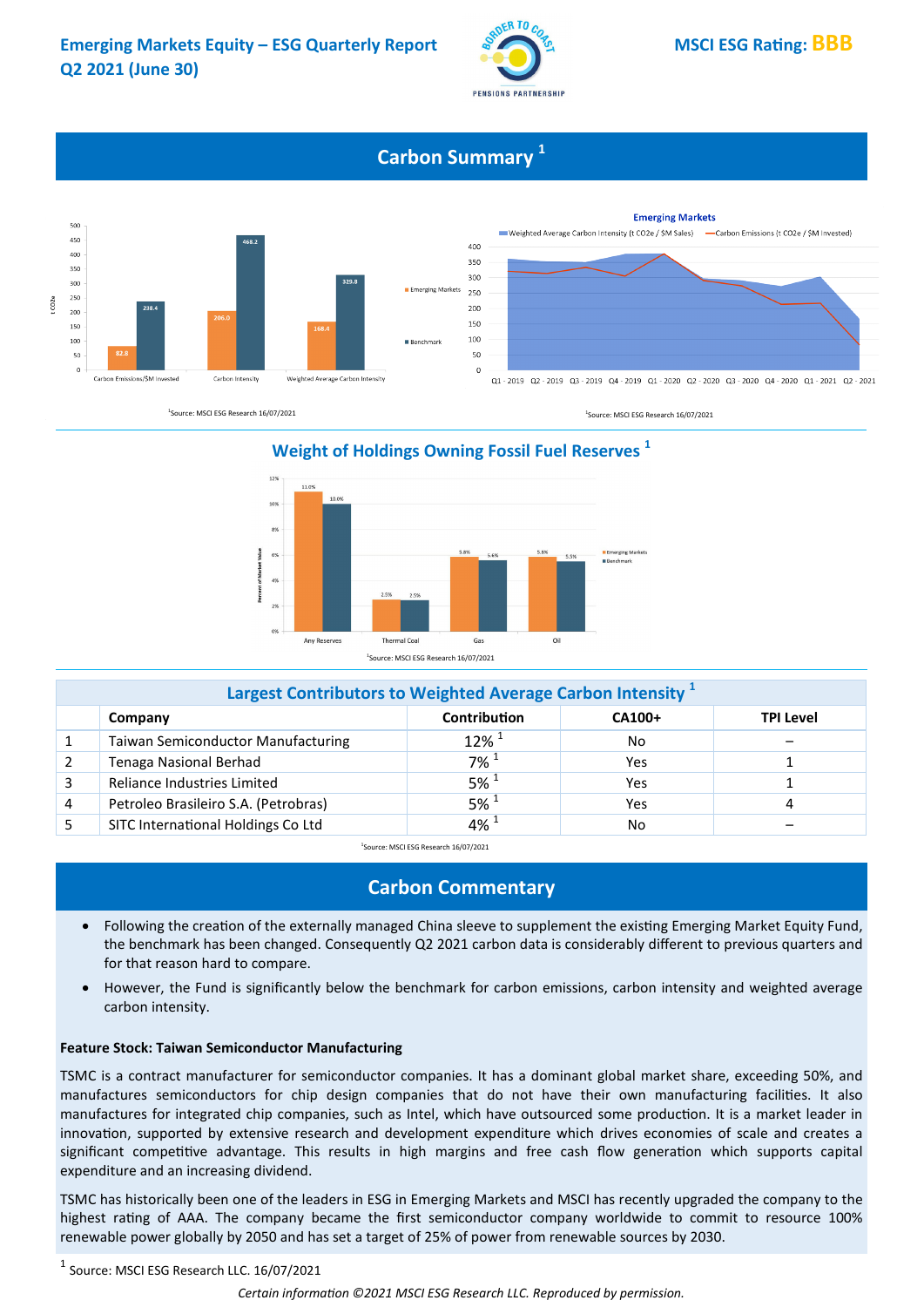Emerging Markets Equity – ESG Quarterly Report
Q2 2021 (June 30)

BORDER TO COAST PENSIONS PARTNERSHIP

MSCI ESG Rating: **BBB**

## Carbon Summary [1]

| | Emerging Markets | Benchmark |
|---|---|---|
| Carbon Emissions/$M Invested | 82.8 | 238.4 |
| Carbon Intensity | 206.0 | 468.2 |
| Weighted Average Carbon Intensity | 168.4 | 329.8 |

[1]Source: MSCI ESG Research 16/07/2021

**Emerging Markets**

Weighted Average Carbon Intensity (t CO2e / $M Sales) — Carbon Emissions (t CO2e / $M Invested)

Q1 - 2019, Q2 - 2019, Q3 - 2019, Q4 - 2019, Q1 - 2020, Q2 - 2020, Q3 - 2020, Q4 - 2020, Q1 - 2021, Q2 - 2021

[1]Source: MSCI ESG Research 16/07/2021

## Weight of Holdings Owning Fossil Fuel Reserves [1]

| Percent of Market Value | Emerging Markets | Benchmark |
|---|---|---|
| Any Reserves | 11.0% | 10.0% |
| Thermal Coal | 2.5% | 2.5% |
| Gas | 5.8% | 5.6% |
| Oil | 5.8% | 5.5% |

[1]Source: MSCI ESG Research 16/07/2021

## Largest Contributors to Weighted Average Carbon Intensity [1]

| | Company | Contribution | CA100+ | TPI Level |
|---|---|---|---|---|
| 1 | Taiwan Semiconductor Manufacturing | 12% [1] | No | – |
| 2 | Tenaga Nasional Berhad | 7% [1] | Yes | 1 |
| 3 | Reliance Industries Limited | 5% [1] | Yes | 1 |
| 4 | Petroleo Brasileiro S.A. (Petrobras) | 5% [1] | Yes | 4 |
| 5 | SITC International Holdings Co Ltd | 4% [1] | No | – |

[1]Source: MSCI ESG Research 16/07/2021

## Carbon Commentary

- Following the creation of the externally managed China sleeve to supplement the existing Emerging Market Equity Fund, the benchmark has been changed. Consequently Q2 2021 carbon data is considerably different to previous quarters and for that reason hard to compare.
- However, the Fund is significantly below the benchmark for carbon emissions, carbon intensity and weighted average carbon intensity.

**Feature Stock: Taiwan Semiconductor Manufacturing**

TSMC is a contract manufacturer for semiconductor companies. It has a dominant global market share, exceeding 50%, and manufactures semiconductors for chip design companies that do not have their own manufacturing facilities. It also manufactures for integrated chip companies, such as Intel, which have outsourced some production. It is a market leader in innovation, supported by extensive research and development expenditure which drives economies of scale and creates a significant competitive advantage. This results in high margins and free cash flow generation which supports capital expenditure and an increasing dividend.

TSMC has historically been one of the leaders in ESG in Emerging Markets and MSCI has recently upgraded the company to the highest rating of AAA. The company became the first semiconductor company worldwide to commit to resource 100% renewable power globally by 2050 and has set a target of 25% of power from renewable sources by 2030.

[1] Source: MSCI ESG Research LLC. 16/07/2021

*Certain information ©2021 MSCI ESG Research LLC. Reproduced by permission.*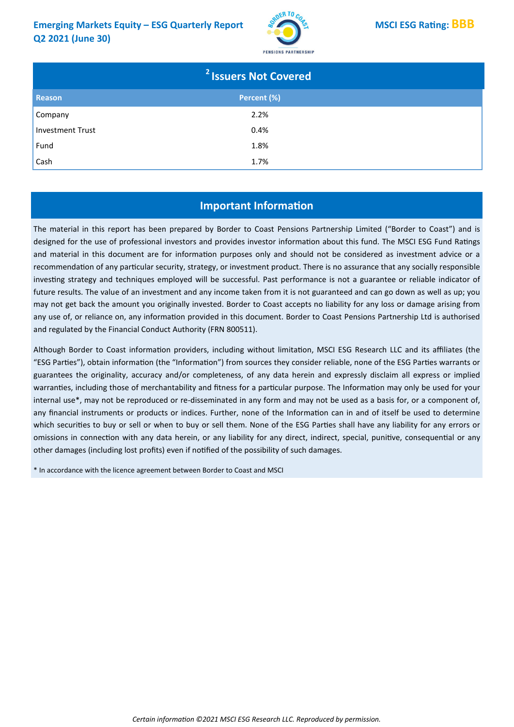## [2] Issuers Not Covered

| Reason | Percent (%) |
|---|---|
| Company | 2.2% |
| Investment Trust | 0.4% |
| Fund | 1.8% |
| Cash | 1.7% |

## Important Information

The material in this report has been prepared by Border to Coast Pensions Partnership Limited ("Border to Coast") and is designed for the use of professional investors and provides investor information about this fund. The MSCI ESG Fund Ratings and material in this document are for information purposes only and should not be considered as investment advice or a recommendation of any particular security, strategy, or investment product. There is no assurance that any socially responsible investing strategy and techniques employed will be successful. Past performance is not a guarantee or reliable indicator of future results. The value of an investment and any income taken from it is not guaranteed and can go down as well as up; you may not get back the amount you originally invested. Border to Coast accepts no liability for any loss or damage arising from any use of, or reliance on, any information provided in this document. Border to Coast Pensions Partnership Ltd is authorised and regulated by the Financial Conduct Authority (FRN 800511).

Although Border to Coast information providers, including without limitation, MSCI ESG Research LLC and its affiliates (the "ESG Parties"), obtain information (the "Information") from sources they consider reliable, none of the ESG Parties warrants or guarantees the originality, accuracy and/or completeness, of any data herein and expressly disclaim all express or implied warranties, including those of merchantability and fitness for a particular purpose. The Information may only be used for your internal use*, may not be reproduced or re-disseminated in any form and may not be used as a basis for, or a component of, any financial instruments or products or indices. Further, none of the Information can in and of itself be used to determine which securities to buy or sell or when to buy or sell them. None of the ESG Parties shall have any liability for any errors or omissions in connection with any data herein, or any liability for any direct, indirect, special, punitive, consequential or any other damages (including lost profits) even if notified of the possibility of such damages.

* In accordance with the licence agreement between Border to Coast and MSCI

*Certain information ©2021 MSCI ESG Research LLC. Reproduced by permission.*